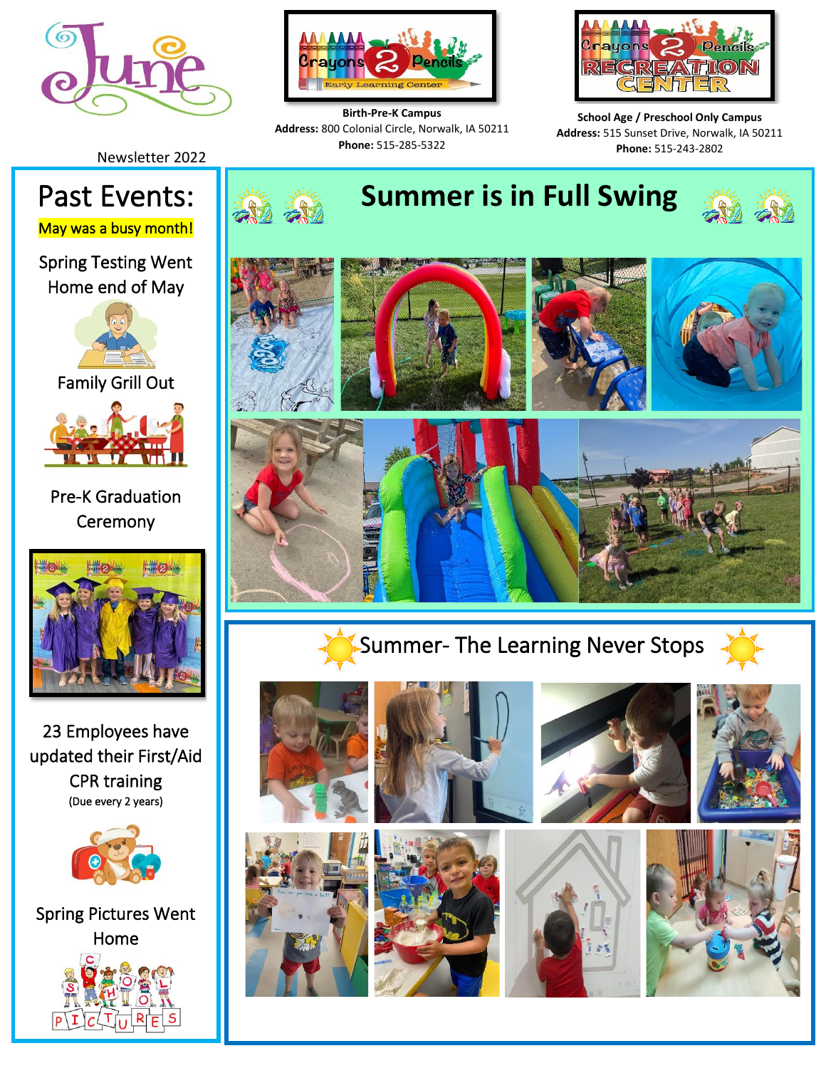# June

Newsletter 2022

**Birth-Pre-K Campus**
**Address:** 800 Colonial Circle, Norwalk, IA 50211
**Phone:** 515-285-5322

**School Age / Preschool Only Campus**
**Address:** 515 Sunset Drive, Norwalk, IA 50211
**Phone:** 515-243-2802

## Past Events:

May was a busy month!

Spring Testing Went Home end of May

Family Grill Out

Pre-K Graduation Ceremony

23 Employees have updated their First/Aid CPR training
(Due every 2 years)

Spring Pictures Went Home

## Summer is in Full Swing

## Summer- The Learning Never Stops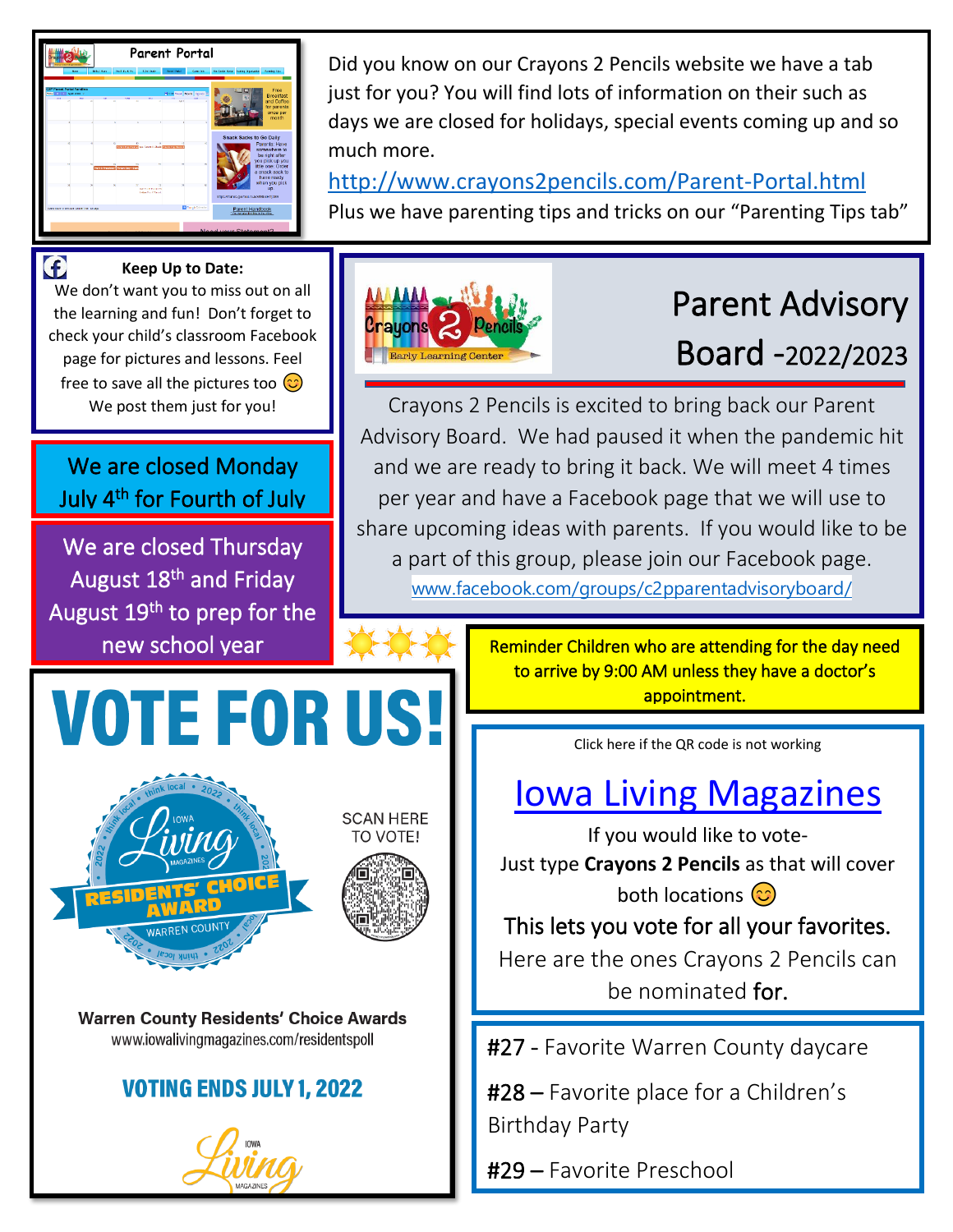Did you know on our Crayons 2 Pencils website we have a tab just for you? You will find lots of information on their such as days we are closed for holidays, special events coming up and so much more.

http://www.crayons2pencils.com/Parent-Portal.html

Plus we have parenting tips and tricks on our "Parenting Tips tab"

**Keep Up to Date:**

We don't want you to miss out on all the learning and fun! Don't forget to check your child's classroom Facebook page for pictures and lessons. Feel free to save all the pictures too 😊 We post them just for you!

We are closed Monday July 4th for Fourth of July

We are closed Thursday August 18th and Friday August 19th to prep for the new school year

# Parent Advisory Board -2022/2023

Crayons 2 Pencils is excited to bring back our Parent Advisory Board. We had paused it when the pandemic hit and we are ready to bring it back. We will meet 4 times per year and have a Facebook page that we will use to share upcoming ideas with parents. If you would like to be a part of this group, please join our Facebook page.

www.facebook.com/groups/c2pparentadvisoryboard/

Reminder Children who are attending for the day need to arrive by 9:00 AM unless they have a doctor's appointment.

# VOTE FOR US!

IOWA Living MAGAZINES RESIDENTS' CHOICE AWARD WARREN COUNTY 2022 think local

SCAN HERE TO VOTE!

**Warren County Residents' Choice Awards**

www.iowalivingmagazines.com/residentspoll

**VOTING ENDS JULY 1, 2022**

Click here if the QR code is not working

## Iowa Living Magazines

If you would like to vote-

Just type **Crayons 2 Pencils** as that will cover both locations 😊

This lets you vote for all your favorites.

Here are the ones Crayons 2 Pencils can be nominated for.

**#27** - Favorite Warren County daycare

**#28 –** Favorite place for a Children's Birthday Party

**#29 –** Favorite Preschool